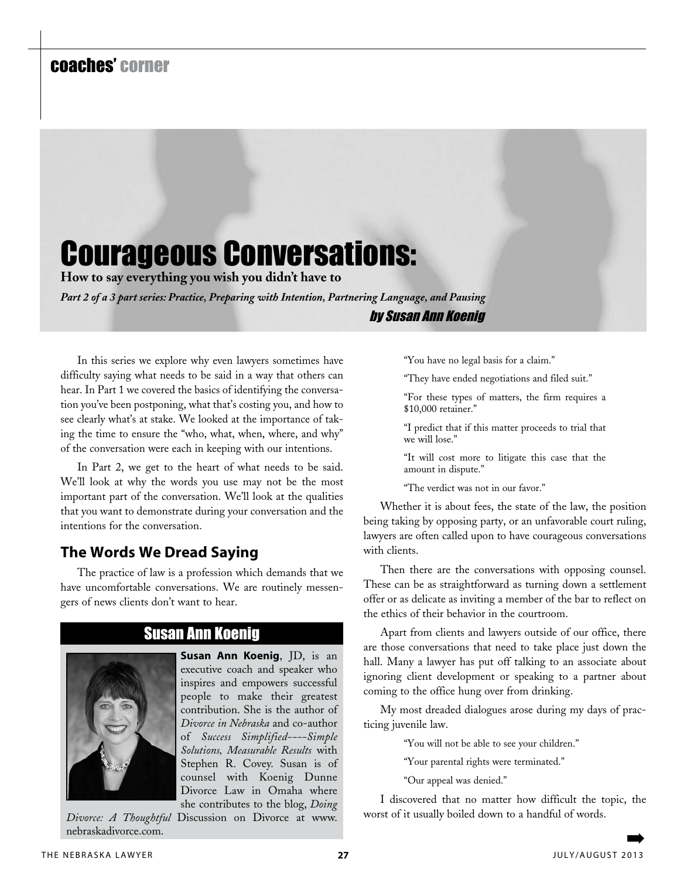coaches' corner

# Courageous Conversations:

**How to say everything you wish you didn't have to**

***Part 2 of a 3 part series: Practice, Preparing with Intention, Partnering Language, and Pausing***

*by Susan Ann Koenig*

In this series we explore why even lawyers sometimes have difficulty saying what needs to be said in a way that others can hear. In Part 1 we covered the basics of identifying the conversation you've been postponing, what that's costing you, and how to see clearly what's at stake. We looked at the importance of taking the time to ensure the "who, what, when, where, and why" of the conversation were each in keeping with our intentions.

In Part 2, we get to the heart of what needs to be said. We'll look at why the words you use may not be the most important part of the conversation. We'll look at the qualities that you want to demonstrate during your conversation and the intentions for the conversation.

## The Words We Dread Saying

The practice of law is a profession which demands that we have uncomfortable conversations. We are routinely messengers of news clients don't want to hear.

> "You have no legal basis for a claim."
>
> "They have ended negotiations and filed suit."
>
> "For these types of matters, the firm requires a $10,000 retainer."
>
> "I predict that if this matter proceeds to trial that we will lose."
>
> "It will cost more to litigate this case that the amount in dispute."
>
> "The verdict was not in our favor."

Whether it is about fees, the state of the law, the position being taking by opposing party, or an unfavorable court ruling, lawyers are often called upon to have courageous conversations with clients.

Then there are the conversations with opposing counsel. These can be as straightforward as turning down a settlement offer or as delicate as inviting a member of the bar to reflect on the ethics of their behavior in the courtroom.

Apart from clients and lawyers outside of our office, there are those conversations that need to take place just down the hall. Many a lawyer has put off talking to an associate about ignoring client development or speaking to a partner about coming to the office hung over from drinking.

My most dreaded dialogues arose during my days of practicing juvenile law.

> "You will not be able to see your children."
>
> "Your parental rights were terminated."
>
> "Our appeal was denied."

I discovered that no matter how difficult the topic, the worst of it usually boiled down to a handful of words.

### Susan Ann Koenig

**Susan Ann Koenig**, JD, is an executive coach and speaker who inspires and empowers successful people to make their greatest contribution. She is the author of *Divorce in Nebraska* and co-author of *Success Simplified----Simple Solutions, Measurable Results* with Stephen R. Covey. Susan is of counsel with Koenig Dunne Divorce Law in Omaha where she contributes to the blog, *Doing Divorce: A Thoughtful* Discussion on Divorce at www.nebraskadivorce.com.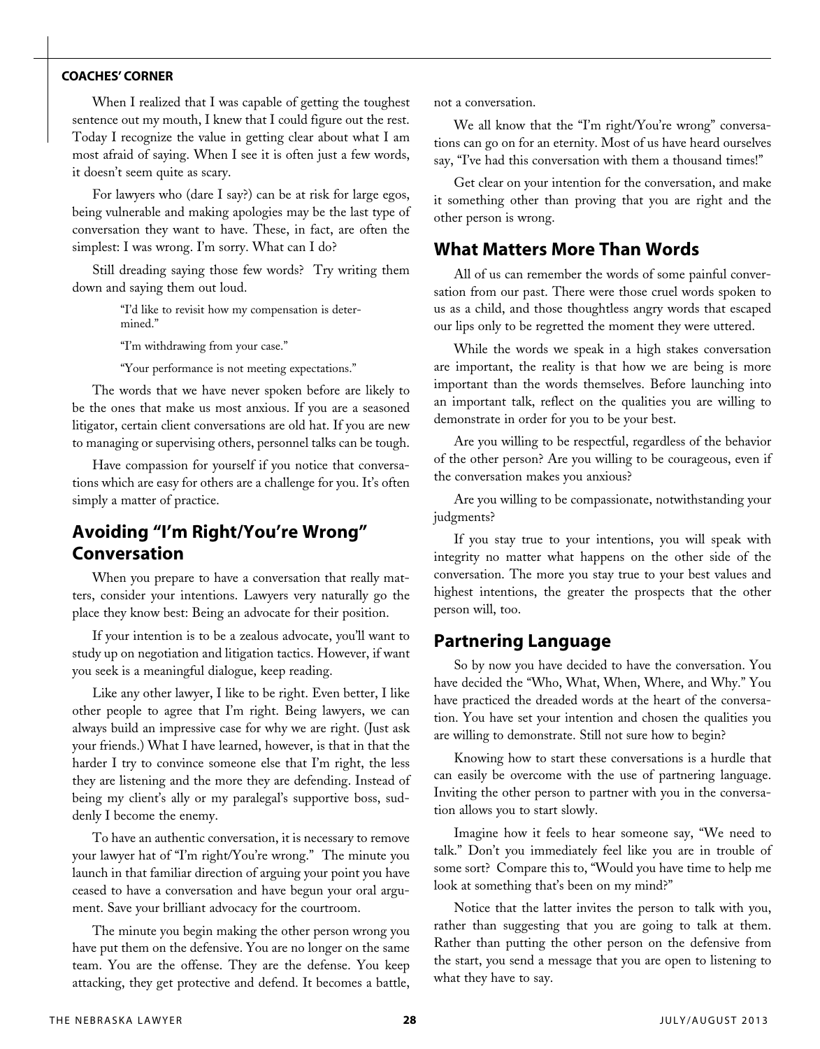When I realized that I was capable of getting the toughest sentence out my mouth, I knew that I could figure out the rest. Today I recognize the value in getting clear about what I am most afraid of saying. When I see it is often just a few words, it doesn't seem quite as scary.

For lawyers who (dare I say?) can be at risk for large egos, being vulnerable and making apologies may be the last type of conversation they want to have. These, in fact, are often the simplest: I was wrong. I'm sorry. What can I do?

Still dreading saying those few words? Try writing them down and saying them out loud.

> "I'd like to revisit how my compensation is determined."
>
> "I'm withdrawing from your case."
>
> "Your performance is not meeting expectations."

The words that we have never spoken before are likely to be the ones that make us most anxious. If you are a seasoned litigator, certain client conversations are old hat. If you are new to managing or supervising others, personnel talks can be tough.

Have compassion for yourself if you notice that conversations which are easy for others are a challenge for you. It's often simply a matter of practice.

## Avoiding "I'm Right/You're Wrong" Conversation

When you prepare to have a conversation that really matters, consider your intentions. Lawyers very naturally go the place they know best: Being an advocate for their position.

If your intention is to be a zealous advocate, you'll want to study up on negotiation and litigation tactics. However, if want you seek is a meaningful dialogue, keep reading.

Like any other lawyer, I like to be right. Even better, I like other people to agree that I'm right. Being lawyers, we can always build an impressive case for why we are right. (Just ask your friends.) What I have learned, however, is that in that the harder I try to convince someone else that I'm right, the less they are listening and the more they are defending. Instead of being my client's ally or my paralegal's supportive boss, suddenly I become the enemy.

To have an authentic conversation, it is necessary to remove your lawyer hat of "I'm right/You're wrong." The minute you launch in that familiar direction of arguing your point you have ceased to have a conversation and have begun your oral argument. Save your brilliant advocacy for the courtroom.

The minute you begin making the other person wrong you have put them on the defensive. You are no longer on the same team. You are the offense. They are the defense. You keep attacking, they get protective and defend. It becomes a battle, not a conversation.

We all know that the "I'm right/You're wrong" conversations can go on for an eternity. Most of us have heard ourselves say, "I've had this conversation with them a thousand times!"

Get clear on your intention for the conversation, and make it something other than proving that you are right and the other person is wrong.

## What Matters More Than Words

All of us can remember the words of some painful conversation from our past. There were those cruel words spoken to us as a child, and those thoughtless angry words that escaped our lips only to be regretted the moment they were uttered.

While the words we speak in a high stakes conversation are important, the reality is that how we are being is more important than the words themselves. Before launching into an important talk, reflect on the qualities you are willing to demonstrate in order for you to be your best.

Are you willing to be respectful, regardless of the behavior of the other person? Are you willing to be courageous, even if the conversation makes you anxious?

Are you willing to be compassionate, notwithstanding your judgments?

If you stay true to your intentions, you will speak with integrity no matter what happens on the other side of the conversation. The more you stay true to your best values and highest intentions, the greater the prospects that the other person will, too.

## Partnering Language

So by now you have decided to have the conversation. You have decided the "Who, What, When, Where, and Why." You have practiced the dreaded words at the heart of the conversation. You have set your intention and chosen the qualities you are willing to demonstrate. Still not sure how to begin?

Knowing how to start these conversations is a hurdle that can easily be overcome with the use of partnering language. Inviting the other person to partner with you in the conversation allows you to start slowly.

Imagine how it feels to hear someone say, "We need to talk." Don't you immediately feel like you are in trouble of some sort? Compare this to, "Would you have time to help me look at something that's been on my mind?"

Notice that the latter invites the person to talk with you, rather than suggesting that you are going to talk at them. Rather than putting the other person on the defensive from the start, you send a message that you are open to listening to what they have to say.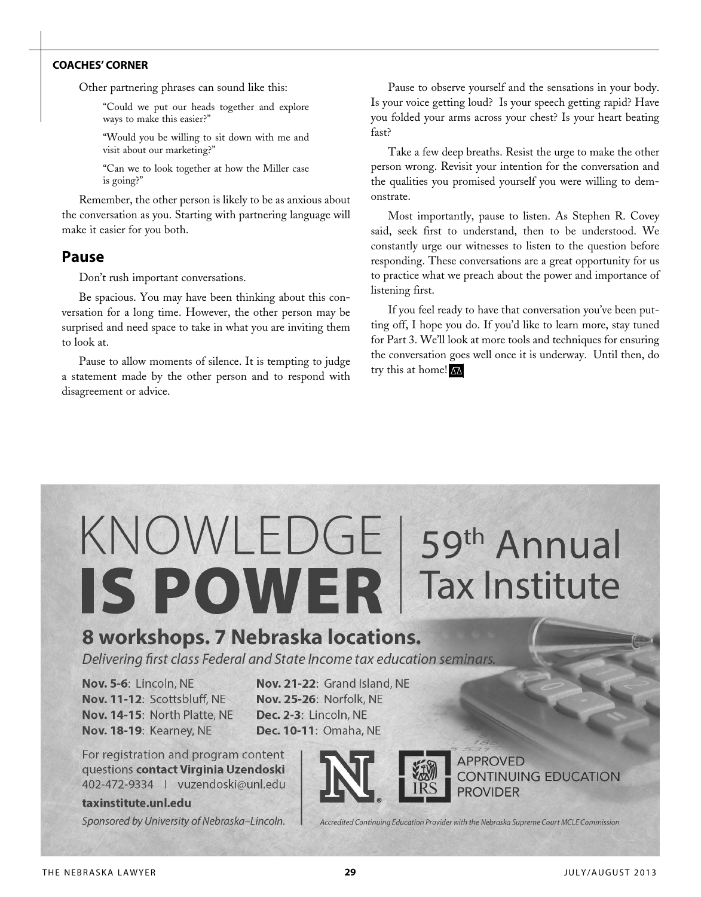Other partnering phrases can sound like this:

> "Could we put our heads together and explore ways to make this easier?"
>
> "Would you be willing to sit down with me and visit about our marketing?"
>
> "Can we to look together at how the Miller case is going?"

Remember, the other person is likely to be as anxious about the conversation as you. Starting with partnering language will make it easier for you both.

## Pause

Don't rush important conversations.

Be spacious. You may have been thinking about this conversation for a long time. However, the other person may be surprised and need space to take in what you are inviting them to look at.

Pause to allow moments of silence. It is tempting to judge a statement made by the other person and to respond with disagreement or advice.

Pause to observe yourself and the sensations in your body. Is your voice getting loud? Is your speech getting rapid? Have you folded your arms across your chest? Is your heart beating fast?

Take a few deep breaths. Resist the urge to make the other person wrong. Revisit your intention for the conversation and the qualities you promised yourself you were willing to demonstrate.

Most importantly, pause to listen. As Stephen R. Covey said, seek first to understand, then to be understood. We constantly urge our witnesses to listen to the question before responding. These conversations are a great opportunity for us to practice what we preach about the power and importance of listening first.

If you feel ready to have that conversation you've been putting off, I hope you do. If you'd like to learn more, stay tuned for Part 3. We'll look at more tools and techniques for ensuring the conversation goes well once it is underway. Until then, do try this at home!

---

# KNOWLEDGE IS POWER | 59th Annual Tax Institute

## 8 workshops. 7 Nebraska locations.

*Delivering first class Federal and State Income tax education seminars.*

**Nov. 5-6**: Lincoln, NE
**Nov. 11-12**: Scottsbluff, NE
**Nov. 14-15**: North Platte, NE
**Nov. 18-19**: Kearney, NE
**Nov. 21-22**: Grand Island, NE
**Nov. 25-26**: Norfolk, NE
**Dec. 2-3**: Lincoln, NE
**Dec. 10-11**: Omaha, NE

For registration and program content questions **contact Virginia Uzendoski**
402-472-9334 | vuzendoski@unl.edu

**taxinstitute.unl.edu**

*Sponsored by University of Nebraska–Lincoln.*

IRS APPROVED CONTINUING EDUCATION PROVIDER

*Accredited Continuing Education Provider with the Nebraska Supreme Court MCLE Commission*